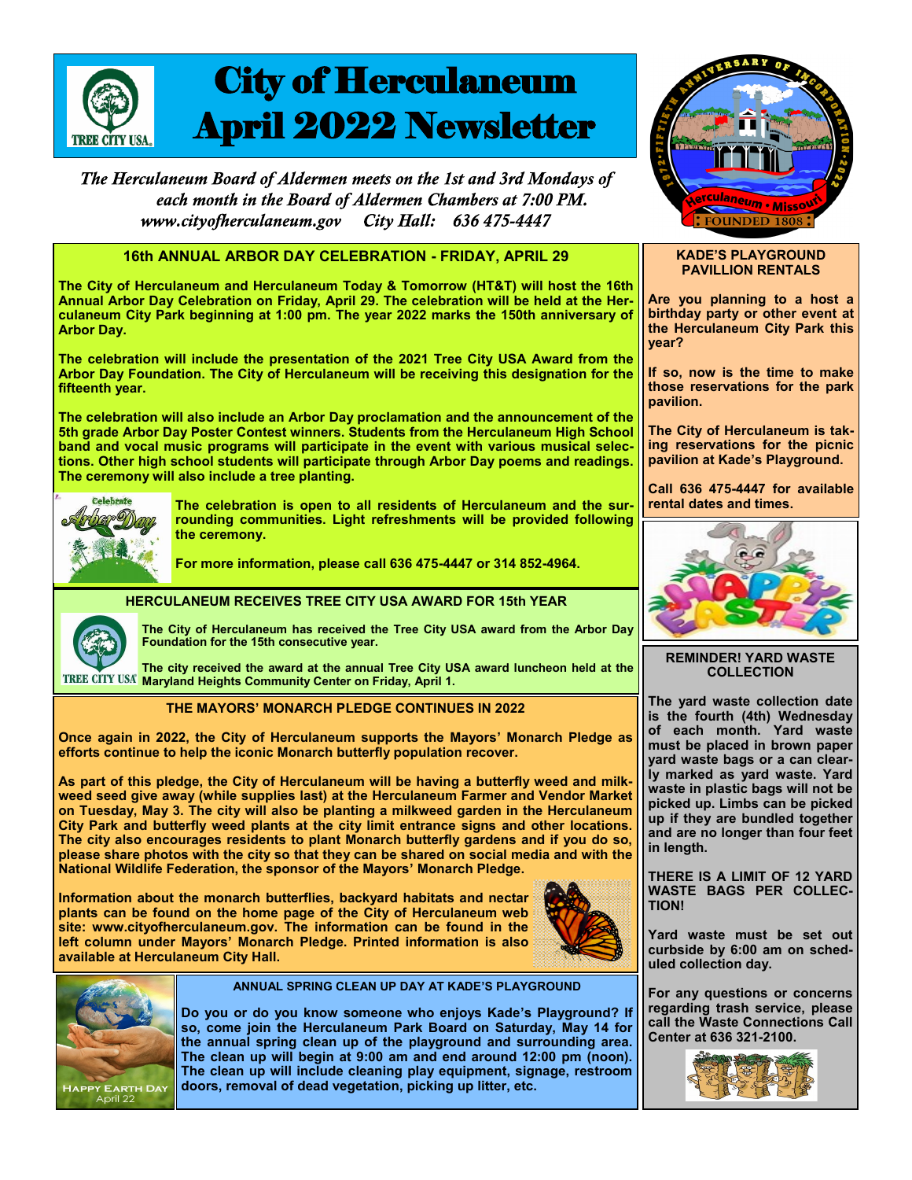# City of Herculaneum April 2022 Newsletter

*The Herculaneum Board of Aldermen meets on the 1st and 3rd Mondays of each month in the Board of Aldermen Chambers at 7:00 PM.*
*www.cityofherculaneum.gov City Hall: 636 475-4447*

## 16th ANNUAL ARBOR DAY CELEBRATION - FRIDAY, APRIL 29

**The City of Herculaneum and Herculaneum Today & Tomorrow (HT&T) will host the 16th Annual Arbor Day Celebration on Friday, April 29. The celebration will be held at the Herculaneum City Park beginning at 1:00 pm. The year 2022 marks the 150th anniversary of Arbor Day.**

**The celebration will include the presentation of the 2021 Tree City USA Award from the Arbor Day Foundation. The City of Herculaneum will be receiving this designation for the fifteenth year.**

**The celebration will also include an Arbor Day proclamation and the announcement of the 5th grade Arbor Day Poster Contest winners. Students from the Herculaneum High School band and vocal music programs will participate in the event with various musical selections. Other high school students will participate through Arbor Day poems and readings. The ceremony will also include a tree planting.**

**The celebration is open to all residents of Herculaneum and the surrounding communities. Light refreshments will be provided following the ceremony.**

**For more information, please call 636 475-4447 or 314 852-4964.**

## HERCULANEUM RECEIVES TREE CITY USA AWARD FOR 15th YEAR

**The City of Herculaneum has received the Tree City USA award from the Arbor Day Foundation for the 15th consecutive year.**

**The city received the award at the annual Tree City USA award luncheon held at the Maryland Heights Community Center on Friday, April 1.**

## THE MAYORS' MONARCH PLEDGE CONTINUES IN 2022

**Once again in 2022, the City of Herculaneum supports the Mayors' Monarch Pledge as efforts continue to help the iconic Monarch butterfly population recover.**

**As part of this pledge, the City of Herculaneum will be having a butterfly weed and milkweed seed give away (while supplies last) at the Herculaneum Farmer and Vendor Market on Tuesday, May 3. The city will also be planting a milkweed garden in the Herculaneum City Park and butterfly weed plants at the city limit entrance signs and other locations. The city also encourages residents to plant Monarch butterfly gardens and if you do so, please share photos with the city so that they can be shared on social media and with the National Wildlife Federation, the sponsor of the Mayors' Monarch Pledge.**

**Information about the monarch butterflies, backyard habitats and nectar plants can be found on the home page of the City of Herculaneum web site: www.cityofherculaneum.gov. The information can be found in the left column under Mayors' Monarch Pledge. Printed information is also available at Herculaneum City Hall.**

HAPPY EARTH DAY
April 22

## ANNUAL SPRING CLEAN UP DAY AT KADE'S PLAYGROUND

**Do you or do you know someone who enjoys Kade's Playground? If so, come join the Herculaneum Park Board on Saturday, May 14 for the annual spring clean up of the playground and surrounding area. The clean up will begin at 9:00 am and end around 12:00 pm (noon). The clean up will include cleaning play equipment, signage, restroom doors, removal of dead vegetation, picking up litter, etc.**

## KADE'S PLAYGROUND PAVILLION RENTALS

**Are you planning to a host a birthday party or other event at the Herculaneum City Park this year?**

**If so, now is the time to make those reservations for the park pavilion.**

**The City of Herculaneum is taking reservations for the picnic pavilion at Kade's Playground.**

**Call 636 475-4447 for available rental dates and times.**

## REMINDER! YARD WASTE COLLECTION

**The yard waste collection date is the fourth (4th) Wednesday of each month. Yard waste must be placed in brown paper yard waste bags or a can clearly marked as yard waste. Yard waste in plastic bags will not be picked up. Limbs can be picked up if they are bundled together and are no longer than four feet in length.**

**THERE IS A LIMIT OF 12 YARD WASTE BAGS PER COLLECTION!**

**Yard waste must be set out curbside by 6:00 am on scheduled collection day.**

**For any questions or concerns regarding trash service, please call the Waste Connections Call Center at 636 321-2100.**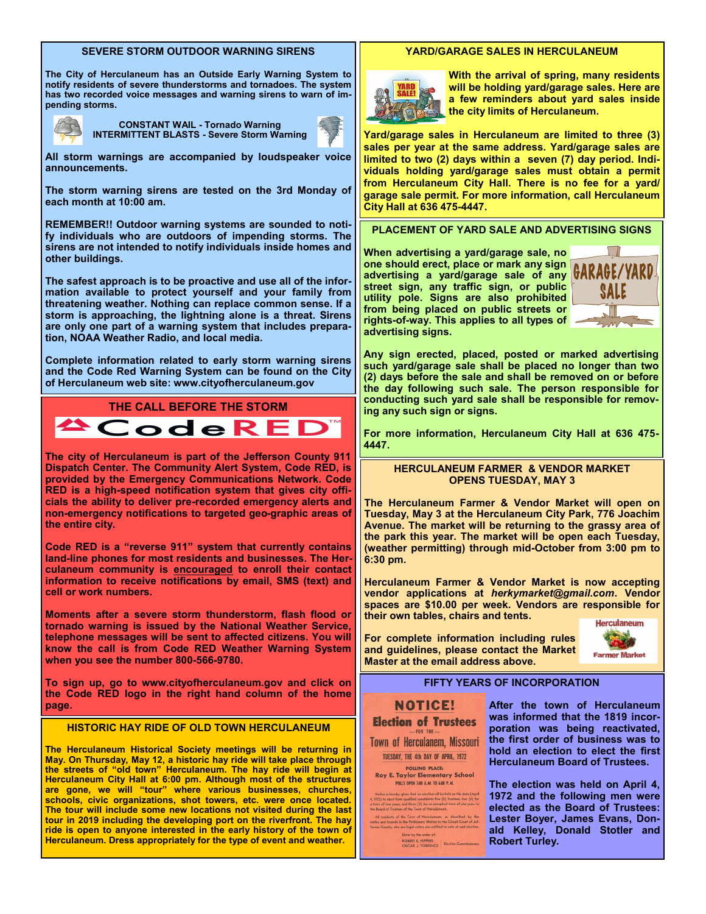## SEVERE STORM OUTDOOR WARNING SIRENS

**The City of Herculaneum has an Outside Early Warning System to notify residents of severe thunderstorms and tornadoes. The system has two recorded voice messages and warning sirens to warn of impending storms.**

**CONSTANT WAIL - Tornado Warning**
**INTERMITTENT BLASTS - Severe Storm Warning**

**All storm warnings are accompanied by loudspeaker voice announcements.**

**The storm warning sirens are tested on the 3rd Monday of each month at 10:00 am.**

**REMEMBER!! Outdoor warning systems are sounded to notify individuals who are outdoors of impending storms. The sirens are not intended to notify individuals inside homes and other buildings.**

**The safest approach is to be proactive and use all of the information available to protect yourself and your family from threatening weather. Nothing can replace common sense. If a storm is approaching, the lightning alone is a threat. Sirens are only one part of a warning system that includes preparation, NOAA Weather Radio, and local media.**

**Complete information related to early storm warning sirens and the Code Red Warning System can be found on the City of Herculaneum web site: www.cityofherculaneum.gov**

## THE CALL BEFORE THE STORM

**CodeRED™**

**The city of Herculaneum is part of the Jefferson County 911 Dispatch Center. The Community Alert System, Code RED, is provided by the Emergency Communications Network. Code RED is a high-speed notification system that gives city officials the ability to deliver pre-recorded emergency alerts and non-emergency notifications to targeted geo-graphic areas of the entire city.**

**Code RED is a "reverse 911" system that currently contains land-line phones for most residents and businesses. The Herculaneum community is encouraged to enroll their contact information to receive notifications by email, SMS (text) and cell or work numbers.**

**Moments after a severe storm thunderstorm, flash flood or tornado warning is issued by the National Weather Service, telephone messages will be sent to affected citizens. You will know the call is from Code RED Weather Warning System when you see the number 800-566-9780.**

**To sign up, go to www.cityofherculaneum.gov and click on the Code RED logo in the right hand column of the home page.**

## HISTORIC HAY RIDE OF OLD TOWN HERCULANEUM

**The Herculaneum Historical Society meetings will be returning in May. On Thursday, May 12, a historic hay ride will take place through the streets of "old town" Herculaneum. The hay ride will begin at Herculaneum City Hall at 6:00 pm. Although most of the structures are gone, we will "tour" where various businesses, churches, schools, civic organizations, shot towers, etc. were once located. The tour will include some new locations not visited during the last tour in 2019 including the developing port on the riverfront. The hay ride is open to anyone interested in the early history of the town of Herculaneum. Dress appropriately for the type of event and weather.**

## YARD/GARAGE SALES IN HERCULANEUM

**With the arrival of spring, many residents will be holding yard/garage sales. Here are a few reminders about yard sales inside the city limits of Herculaneum.**

**Yard/garage sales in Herculaneum are limited to three (3) sales per year at the same address. Yard/garage sales are limited to two (2) days within a seven (7) day period. Individuals holding yard/garage sales must obtain a permit from Herculaneum City Hall. There is no fee for a yard/garage sale permit. For more information, call Herculaneum City Hall at 636 475-4447.**

## PLACEMENT OF YARD SALE AND ADVERTISING SIGNS

**When advertising a yard/garage sale, no one should erect, place or mark any sign advertising a yard/garage sale of any street sign, any traffic sign, or public utility pole. Signs are also prohibited from being placed on public streets or rights-of-way. This applies to all types of advertising signs.**

**Any sign erected, placed, posted or marked advertising such yard/garage sale shall be placed no longer than two (2) days before the sale and shall be removed on or before the day following such sale. The person responsible for conducting such yard sale shall be responsible for removing any such sign or signs.**

**For more information, Herculaneum City Hall at 636 475-4447.**

## HERCULANEUM FARMER & VENDOR MARKET OPENS TUESDAY, MAY 3

**The Herculaneum Farmer & Vendor Market will open on Tuesday, May 3 at the Herculaneum City Park, 776 Joachim Avenue. The market will be returning to the grassy area of the park this year. The market will be open each Tuesday, (weather permitting) through mid-October from 3:00 pm to 6:30 pm.**

**Herculaneum Farmer & Vendor Market is now accepting vendor applications at *herkymarket@gmail.com*. Vendor spaces are $10.00 per week. Vendors are responsible for their own tables, chairs and tents.**

**For complete information including rules and guidelines, please contact the Market Master at the email address above.**

## FIFTY YEARS OF INCORPORATION

NOTICE!
Election of Trustees
— FOR THE —
Town of Herculaneum, Missouri
TUESDAY, THE 4th DAY OF APRIL, 1972
POLLING PLACE:
Roy E. Taylor Elementary School
POLLS OPEN 7:00 A.M. TO 6:00 P.M.

Notice is hereby given that an election will be held on this date (April 4, 1972) to elect from qualified candidates five (5) Trustees; two (2) for a term of two years, and three (3) for an unexpired term of one year, to the Board of Trustees of the Town of Herculaneum.

All residents of the Town of Herculaneum, as described by the metes and bounds in the Petitioners' Motion to the Circuit Court of Jefferson County, who are legal voters are entitled to vote at said election.

Done by the order of:
ROBERT E. PEPPERS
OSCAR J. TORRENCE
Election Commissioners

**After the town of Herculaneum was informed that the 1819 incorporation was being reactivated, the first order of business was to hold an election to elect the first Herculaneum Board of Trustees.**

**The election was held on April 4, 1972 and the following men were elected as the Board of Trustees: Lester Boyer, James Evans, Donald Kelley, Donald Stotler and Robert Turley.**